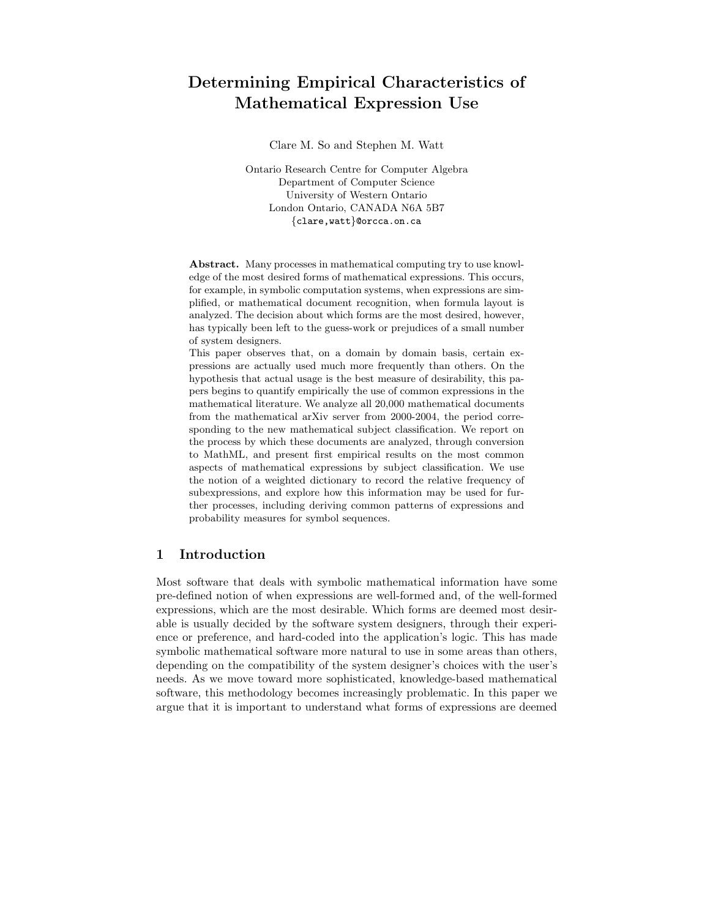# Determining Empirical Characteristics of Mathematical Expression Use

Clare M. So and Stephen M. Watt

Ontario Research Centre for Computer Algebra
Department of Computer Science
University of Western Ontario
London Ontario, CANADA N6A 5B7
{clare,watt}@orcca.on.ca

**Abstract.** Many processes in mathematical computing try to use knowledge of the most desired forms of mathematical expressions. This occurs, for example, in symbolic computation systems, when expressions are simplified, or mathematical document recognition, when formula layout is analyzed. The decision about which forms are the most desired, however, has typically been left to the guess-work or prejudices of a small number of system designers.
This paper observes that, on a domain by domain basis, certain expressions are actually used much more frequently than others. On the hypothesis that actual usage is the best measure of desirability, this papers begins to quantify empirically the use of common expressions in the mathematical literature. We analyze all 20,000 mathematical documents from the mathematical arXiv server from 2000-2004, the period corresponding to the new mathematical subject classification. We report on the process by which these documents are analyzed, through conversion to MathML, and present first empirical results on the most common aspects of mathematical expressions by subject classification. We use the notion of a weighted dictionary to record the relative frequency of subexpressions, and explore how this information may be used for further processes, including deriving common patterns of expressions and probability measures for symbol sequences.

## 1 Introduction

Most software that deals with symbolic mathematical information have some pre-defined notion of when expressions are well-formed and, of the well-formed expressions, which are the most desirable. Which forms are deemed most desirable is usually decided by the software system designers, through their experience or preference, and hard-coded into the application's logic. This has made symbolic mathematical software more natural to use in some areas than others, depending on the compatibility of the system designer's choices with the user's needs. As we move toward more sophisticated, knowledge-based mathematical software, this methodology becomes increasingly problematic. In this paper we argue that it is important to understand what forms of expressions are deemed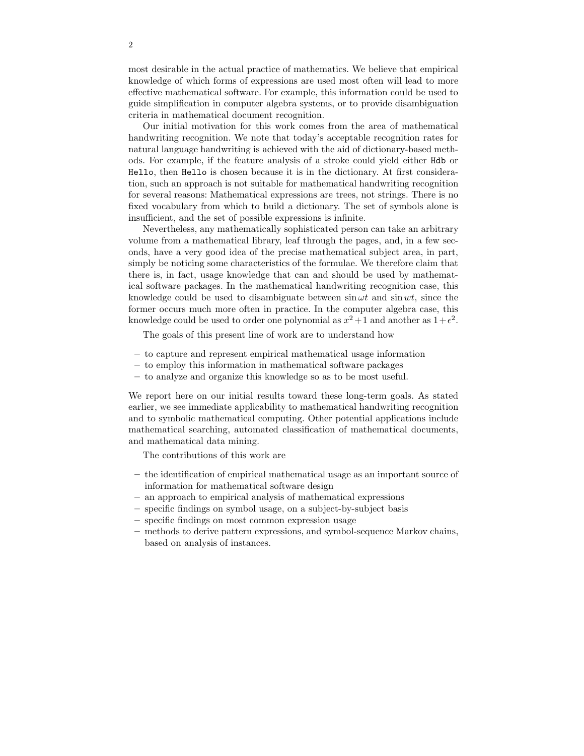most desirable in the actual practice of mathematics. We believe that empirical knowledge of which forms of expressions are used most often will lead to more effective mathematical software. For example, this information could be used to guide simplification in computer algebra systems, or to provide disambiguation criteria in mathematical document recognition.

Our initial motivation for this work comes from the area of mathematical handwriting recognition. We note that today's acceptable recognition rates for natural language handwriting is achieved with the aid of dictionary-based methods. For example, if the feature analysis of a stroke could yield either `Hdb` or `Hello`, then `Hello` is chosen because it is in the dictionary. At first consideration, such an approach is not suitable for mathematical handwriting recognition for several reasons: Mathematical expressions are trees, not strings. There is no fixed vocabulary from which to build a dictionary. The set of symbols alone is insufficient, and the set of possible expressions is infinite.

Nevertheless, any mathematically sophisticated person can take an arbitrary volume from a mathematical library, leaf through the pages, and, in a few seconds, have a very good idea of the precise mathematical subject area, in part, simply be noticing some characteristics of the formulae. We therefore claim that there is, in fact, usage knowledge that can and should be used by mathematical software packages. In the mathematical handwriting recognition case, this knowledge could be used to disambiguate between $\sin \omega t$ and $\sin wt$, since the former occurs much more often in practice. In the computer algebra case, this knowledge could be used to order one polynomial as $x^2 + 1$ and another as $1 + \epsilon^2$.

The goals of this present line of work are to understand how

- to capture and represent empirical mathematical usage information
- to employ this information in mathematical software packages
- to analyze and organize this knowledge so as to be most useful.

We report here on our initial results toward these long-term goals. As stated earlier, we see immediate applicability to mathematical handwriting recognition and to symbolic mathematical computing. Other potential applications include mathematical searching, automated classification of mathematical documents, and mathematical data mining.

The contributions of this work are

- the identification of empirical mathematical usage as an important source of information for mathematical software design
- an approach to empirical analysis of mathematical expressions
- specific findings on symbol usage, on a subject-by-subject basis
- specific findings on most common expression usage
- methods to derive pattern expressions, and symbol-sequence Markov chains, based on analysis of instances.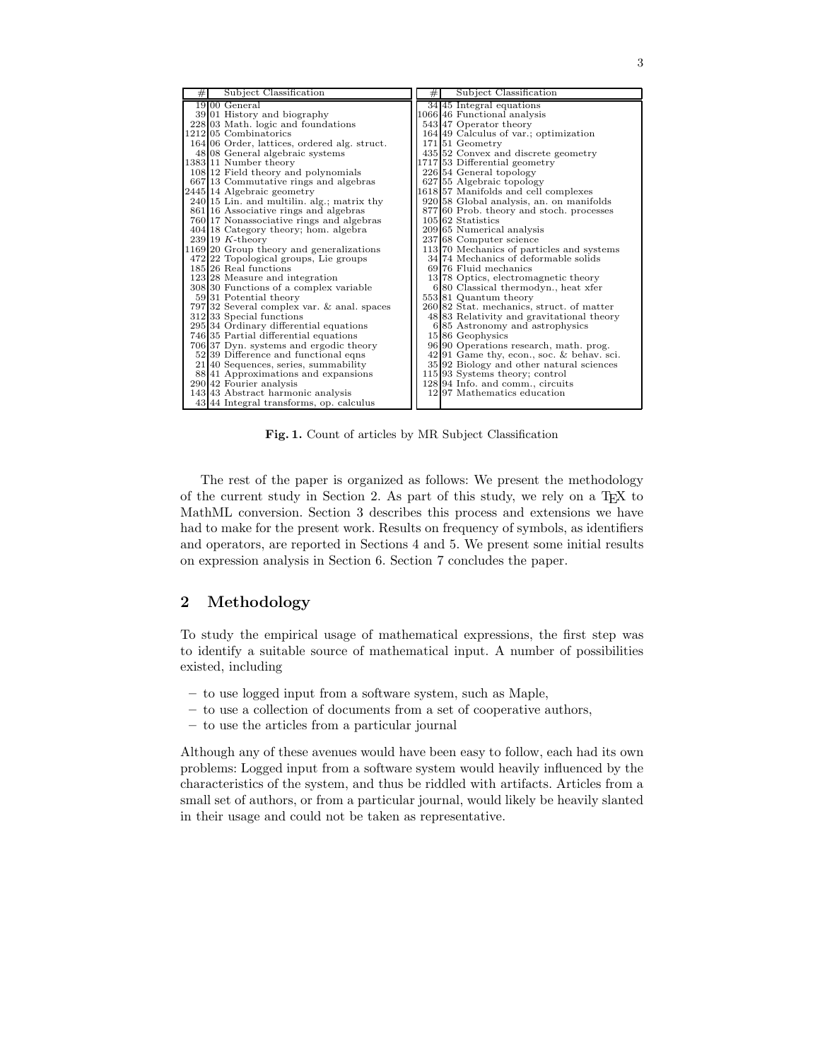| # | Subject Classification | # | Subject Classification |
|---|---|---|---|
| 19 | 00 General | 34 | 45 Integral equations |
| 39 | 01 History and biography | 1066 | 46 Functional analysis |
| 228 | 03 Math. logic and foundations | 543 | 47 Operator theory |
| 1212 | 05 Combinatorics | 164 | 49 Calculus of var.; optimization |
| 164 | 06 Order, lattices, ordered alg. struct. | 171 | 51 Geometry |
| 48 | 08 General algebraic systems | 435 | 52 Convex and discrete geometry |
| 1383 | 11 Number theory | 1717 | 53 Differential geometry |
| 108 | 12 Field theory and polynomials | 226 | 54 General topology |
| 667 | 13 Commutative rings and algebras | 627 | 55 Algebraic topology |
| 2445 | 14 Algebraic geometry | 1618 | 57 Manifolds and cell complexes |
| 240 | 15 Lin. and multilin. alg.; matrix thy | 920 | 58 Global analysis, an. on manifolds |
| 861 | 16 Associative rings and algebras | 877 | 60 Prob. theory and stoch. processes |
| 760 | 17 Nonassociative rings and algebras | 105 | 62 Statistics |
| 404 | 18 Category theory; hom. algebra | 209 | 65 Numerical analysis |
| 239 | 19 $K$-theory | 237 | 68 Computer science |
| 1169 | 20 Group theory and generalizations | 113 | 70 Mechanics of particles and systems |
| 472 | 22 Topological groups, Lie groups | 34 | 74 Mechanics of deformable solids |
| 185 | 26 Real functions | 69 | 76 Fluid mechanics |
| 123 | 28 Measure and integration | 13 | 78 Optics, electromagnetic theory |
| 308 | 30 Functions of a complex variable | 6 | 80 Classical thermodyn., heat xfer |
| 59 | 31 Potential theory | 553 | 81 Quantum theory |
| 797 | 32 Several complex var. & anal. spaces | 260 | 82 Stat. mechanics, struct. of matter |
| 312 | 33 Special functions | 48 | 83 Relativity and gravitational theory |
| 295 | 34 Ordinary differential equations | 6 | 85 Astronomy and astrophysics |
| 746 | 35 Partial differential equations | 15 | 86 Geophysics |
| 706 | 37 Dyn. systems and ergodic theory | 96 | 90 Operations research, math. prog. |
| 52 | 39 Difference and functional eqns | 42 | 91 Game thy, econ., soc. & behav. sci. |
| 21 | 40 Sequences, series, summability | 35 | 92 Biology and other natural sciences |
| 88 | 41 Approximations and expansions | 115 | 93 Systems theory; control |
| 290 | 42 Fourier analysis | 128 | 94 Info. and comm., circuits |
| 143 | 43 Abstract harmonic analysis | 12 | 97 Mathematics education |
| 43 | 44 Integral transforms, op. calculus | | |

**Fig. 1.** Count of articles by MR Subject Classification

The rest of the paper is organized as follows: We present the methodology of the current study in Section 2. As part of this study, we rely on a TEX to MathML conversion. Section 3 describes this process and extensions we have had to make for the present work. Results on frequency of symbols, as identifiers and operators, are reported in Sections 4 and 5. We present some initial results on expression analysis in Section 6. Section 7 concludes the paper.

## 2 Methodology

To study the empirical usage of mathematical expressions, the first step was to identify a suitable source of mathematical input. A number of possibilities existed, including

- to use logged input from a software system, such as Maple,
- to use a collection of documents from a set of cooperative authors,
- to use the articles from a particular journal

Although any of these avenues would have been easy to follow, each had its own problems: Logged input from a software system would heavily influenced by the characteristics of the system, and thus be riddled with artifacts. Articles from a small set of authors, or from a particular journal, would likely be heavily slanted in their usage and could not be taken as representative.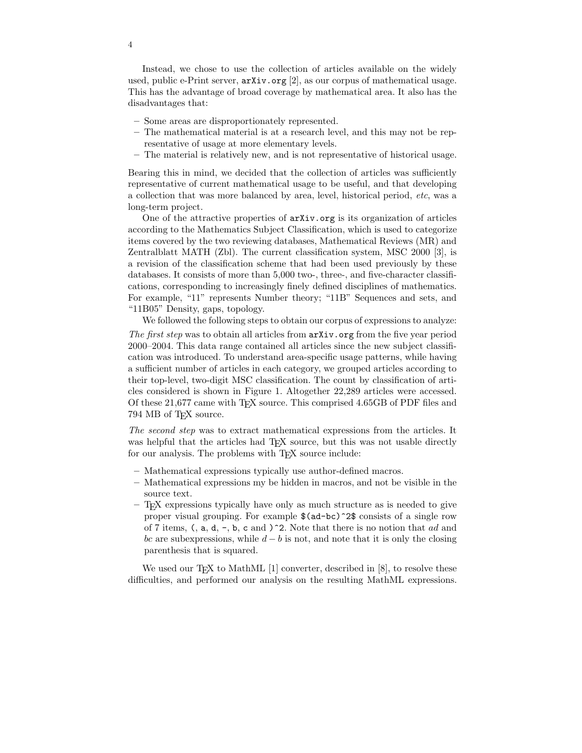Instead, we chose to use the collection of articles available on the widely used, public e-Print server, `arXiv.org` [2], as our corpus of mathematical usage. This has the advantage of broad coverage by mathematical area. It also has the disadvantages that:

– Some areas are disproportionately represented.
– The mathematical material is at a research level, and this may not be representative of usage at more elementary levels.
– The material is relatively new, and is not representative of historical usage.

Bearing this in mind, we decided that the collection of articles was sufficiently representative of current mathematical usage to be useful, and that developing a collection that was more balanced by area, level, historical period, *etc*, was a long-term project.

One of the attractive properties of `arXiv.org` is its organization of articles according to the Mathematics Subject Classification, which is used to categorize items covered by the two reviewing databases, Mathematical Reviews (MR) and Zentralblatt MATH (Zbl). The current classification system, MSC 2000 [3], is a revision of the classification scheme that had been used previously by these databases. It consists of more than 5,000 two-, three-, and five-character classifications, corresponding to increasingly finely defined disciplines of mathematics. For example, "11" represents Number theory; "11B" Sequences and sets, and "11B05" Density, gaps, topology.

We followed the following steps to obtain our corpus of expressions to analyze:

*The first step* was to obtain all articles from `arXiv.org` from the five year period 2000–2004. This data range contained all articles since the new subject classification was introduced. To understand area-specific usage patterns, while having a sufficient number of articles in each category, we grouped articles according to their top-level, two-digit MSC classification. The count by classification of articles considered is shown in Figure 1. Altogether 22,289 articles were accessed. Of these 21,677 came with TEX source. This comprised 4.65GB of PDF files and 794 MB of TEX source.

*The second step* was to extract mathematical expressions from the articles. It was helpful that the articles had TEX source, but this was not usable directly for our analysis. The problems with TEX source include:

– Mathematical expressions typically use author-defined macros.
– Mathematical expressions my be hidden in macros, and not be visible in the source text.
– TEX expressions typically have only as much structure as is needed to give proper visual grouping. For example `$(ad-bc)^2$` consists of a single row of 7 items, `(`, `a`, `d`, `-`, `b`, `c` and `)^2`. Note that there is no notion that $ad$ and $bc$ are subexpressions, while $d - b$ is not, and note that it is only the closing parenthesis that is squared.

We used our TEX to MathML [1] converter, described in [8], to resolve these difficulties, and performed our analysis on the resulting MathML expressions.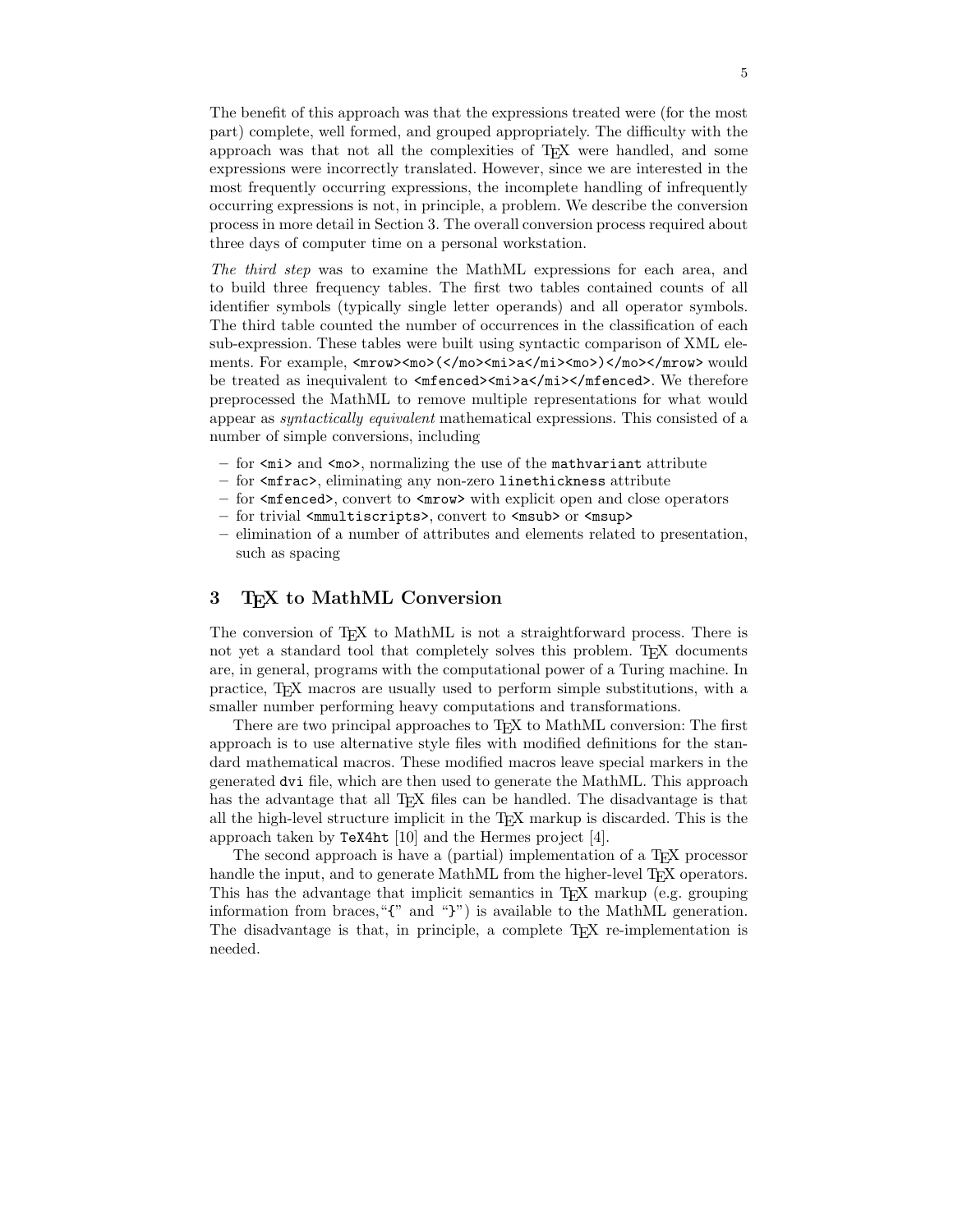The benefit of this approach was that the expressions treated were (for the most part) complete, well formed, and grouped appropriately. The difficulty with the approach was that not all the complexities of TEX were handled, and some expressions were incorrectly translated. However, since we are interested in the most frequently occurring expressions, the incomplete handling of infrequently occurring expressions is not, in principle, a problem. We describe the conversion process in more detail in Section 3. The overall conversion process required about three days of computer time on a personal workstation.

*The third step* was to examine the MathML expressions for each area, and to build three frequency tables. The first two tables contained counts of all identifier symbols (typically single letter operands) and all operator symbols. The third table counted the number of occurrences in the classification of each sub-expression. These tables were built using syntactic comparison of XML elements. For example, `<mrow><mo>(</mo><mi>a</mi><mo>)</mo></mrow>` would be treated as inequivalent to `<mfenced><mi>a</mi></mfenced>`. We therefore preprocessed the MathML to remove multiple representations for what would appear as *syntactically equivalent* mathematical expressions. This consisted of a number of simple conversions, including

- for `<mi>` and `<mo>`, normalizing the use of the `mathvariant` attribute
- for `<mfrac>`, eliminating any non-zero `linethickness` attribute
- for `<mfenced>`, convert to `<mrow>` with explicit open and close operators
- for trivial `<mmultiscripts>`, convert to `<msub>` or `<msup>`
- elimination of a number of attributes and elements related to presentation, such as spacing

## 3 TEX to MathML Conversion

The conversion of TEX to MathML is not a straightforward process. There is not yet a standard tool that completely solves this problem. TEX documents are, in general, programs with the computational power of a Turing machine. In practice, TEX macros are usually used to perform simple substitutions, with a smaller number performing heavy computations and transformations.

There are two principal approaches to TEX to MathML conversion: The first approach is to use alternative style files with modified definitions for the standard mathematical macros. These modified macros leave special markers in the generated `dvi` file, which are then used to generate the MathML. This approach has the advantage that all TEX files can be handled. The disadvantage is that all the high-level structure implicit in the TEX markup is discarded. This is the approach taken by `TeX4ht` [10] and the Hermes project [4].

The second approach is have a (partial) implementation of a TEX processor handle the input, and to generate MathML from the higher-level TEX operators. This has the advantage that implicit semantics in TEX markup (e.g. grouping information from braces, "`{`" and "`}`") is available to the MathML generation. The disadvantage is that, in principle, a complete TEX re-implementation is needed.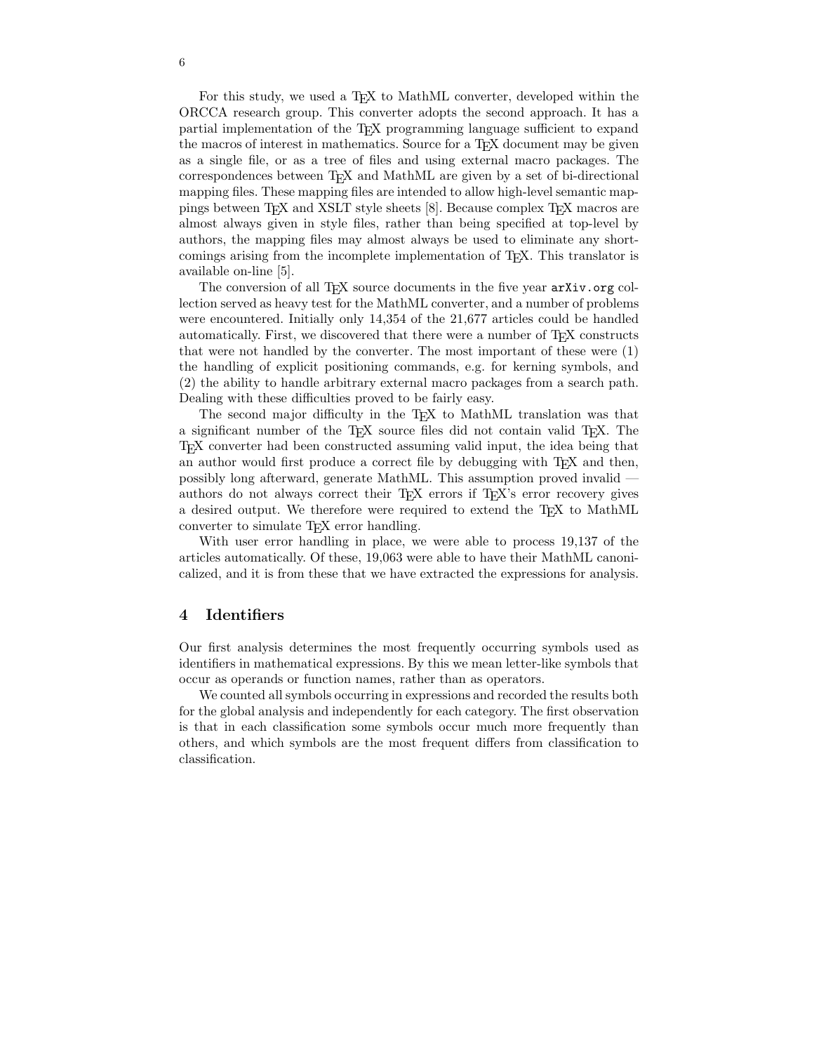For this study, we used a TEX to MathML converter, developed within the ORCCA research group. This converter adopts the second approach. It has a partial implementation of the TEX programming language sufficient to expand the macros of interest in mathematics. Source for a TEX document may be given as a single file, or as a tree of files and using external macro packages. The correspondences between TEX and MathML are given by a set of bi-directional mapping files. These mapping files are intended to allow high-level semantic mappings between TEX and XSLT style sheets [8]. Because complex TEX macros are almost always given in style files, rather than being specified at top-level by authors, the mapping files may almost always be used to eliminate any shortcomings arising from the incomplete implementation of TEX. This translator is available on-line [5].

The conversion of all TEX source documents in the five year `arXiv.org` collection served as heavy test for the MathML converter, and a number of problems were encountered. Initially only 14,354 of the 21,677 articles could be handled automatically. First, we discovered that there were a number of TEX constructs that were not handled by the converter. The most important of these were (1) the handling of explicit positioning commands, e.g. for kerning symbols, and (2) the ability to handle arbitrary external macro packages from a search path. Dealing with these difficulties proved to be fairly easy.

The second major difficulty in the TEX to MathML translation was that a significant number of the TEX source files did not contain valid TEX. The TEX converter had been constructed assuming valid input, the idea being that an author would first produce a correct file by debugging with TEX and then, possibly long afterward, generate MathML. This assumption proved invalid — authors do not always correct their TEX errors if TEX's error recovery gives a desired output. We therefore were required to extend the TEX to MathML converter to simulate TEX error handling.

With user error handling in place, we were able to process 19,137 of the articles automatically. Of these, 19,063 were able to have their MathML canonicalized, and it is from these that we have extracted the expressions for analysis.

## 4 Identifiers

Our first analysis determines the most frequently occurring symbols used as identifiers in mathematical expressions. By this we mean letter-like symbols that occur as operands or function names, rather than as operators.

We counted all symbols occurring in expressions and recorded the results both for the global analysis and independently for each category. The first observation is that in each classification some symbols occur much more frequently than others, and which symbols are the most frequent differs from classification to classification.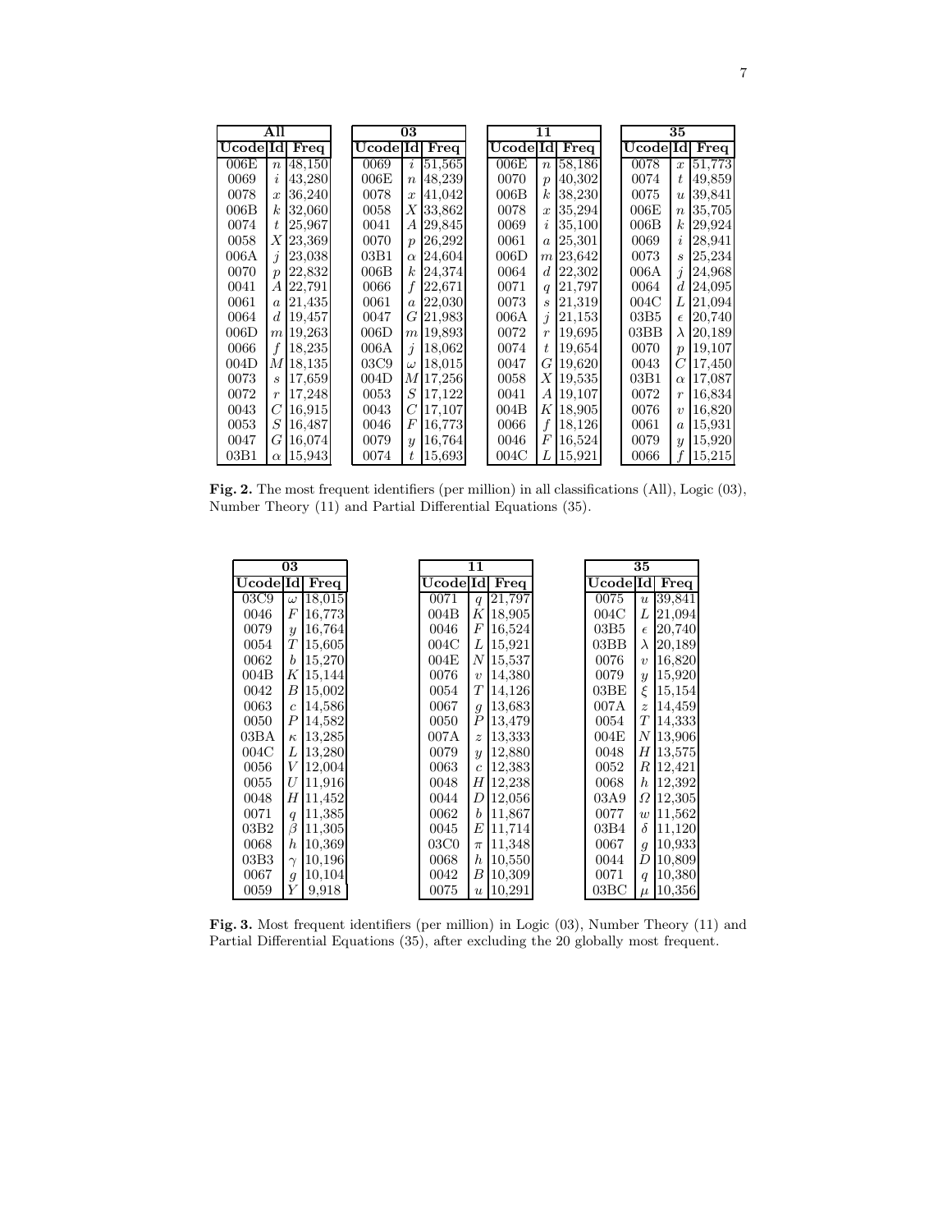| All | | | | 03 | | | | 11 | | | | 35 | | |
|---|---|---|---|---|---|---|---|---|---|---|---|---|---|---|
| Ucode | Id | Freq | | Ucode | Id | Freq | | Ucode | Id | Freq | | Ucode | Id | Freq |
| 006E | $n$ | 48,150 | | 0069 | $i$ | 51,565 | | 006E | $n$ | 58,186 | | 0078 | $x$ | 51,773 |
| 0069 | $i$ | 43,280 | | 006E | $n$ | 48,239 | | 0070 | $p$ | 40,302 | | 0074 | $t$ | 49,859 |
| 0078 | $x$ | 36,240 | | 0078 | $x$ | 41,042 | | 006B | $k$ | 38,230 | | 0075 | $u$ | 39,841 |
| 006B | $k$ | 32,060 | | 0058 | $X$ | 33,862 | | 0078 | $x$ | 35,294 | | 006E | $n$ | 35,705 |
| 0074 | $t$ | 25,967 | | 0041 | $A$ | 29,845 | | 0069 | $i$ | 35,100 | | 006B | $k$ | 29,924 |
| 0058 | $X$ | 23,369 | | 0070 | $p$ | 26,292 | | 0061 | $a$ | 25,301 | | 0069 | $i$ | 28,941 |
| 006A | $j$ | 23,038 | | 03B1 | $\alpha$ | 24,604 | | 006D | $m$ | 23,642 | | 0073 | $s$ | 25,234 |
| 0070 | $p$ | 22,832 | | 006B | $k$ | 24,374 | | 0064 | $d$ | 22,302 | | 006A | $j$ | 24,968 |
| 0041 | $A$ | 22,791 | | 0066 | $f$ | 22,671 | | 0071 | $q$ | 21,797 | | 0064 | $d$ | 24,095 |
| 0061 | $a$ | 21,435 | | 0061 | $a$ | 22,030 | | 0073 | $s$ | 21,319 | | 004C | $L$ | 21,094 |
| 0064 | $d$ | 19,457 | | 0047 | $G$ | 21,983 | | 006A | $j$ | 21,153 | | 03B5 | $\epsilon$ | 20,740 |
| 006D | $m$ | 19,263 | | 006D | $m$ | 19,893 | | 0072 | $r$ | 19,695 | | 03BB | $\lambda$ | 20,189 |
| 0066 | $f$ | 18,235 | | 006A | $j$ | 18,062 | | 0074 | $t$ | 19,654 | | 0070 | $p$ | 19,107 |
| 004D | $M$ | 18,135 | | 03C9 | $\omega$ | 18,015 | | 0047 | $G$ | 19,620 | | 0043 | $C$ | 17,450 |
| 0073 | $s$ | 17,659 | | 004D | $M$ | 17,256 | | 0058 | $X$ | 19,535 | | 03B1 | $\alpha$ | 17,087 |
| 0072 | $r$ | 17,248 | | 0053 | $S$ | 17,122 | | 0041 | $A$ | 19,107 | | 0072 | $r$ | 16,834 |
| 0043 | $C$ | 16,915 | | 0043 | $C$ | 17,107 | | 004B | $K$ | 18,905 | | 0076 | $v$ | 16,820 |
| 0053 | $S$ | 16,487 | | 0046 | $F$ | 16,773 | | 0066 | $f$ | 18,126 | | 0061 | $a$ | 15,931 |
| 0047 | $G$ | 16,074 | | 0079 | $y$ | 16,764 | | 0046 | $F$ | 16,524 | | 0079 | $y$ | 15,920 |
| 03B1 | $\alpha$ | 15,943 | | 0074 | $t$ | 15,693 | | 004C | $L$ | 15,921 | | 0066 | $f$ | 15,215 |

**Fig. 2.** The most frequent identifiers (per million) in all classifications (All), Logic (03), Number Theory (11) and Partial Differential Equations (35).

| 03 | | | | 11 | | | | 35 | | |
|---|---|---|---|---|---|---|---|---|---|---|
| Ucode | Id | Freq | | Ucode | Id | Freq | | Ucode | Id | Freq |
| 03C9 | $\omega$ | 18,015 | | 0071 | $q$ | 21,797 | | 0075 | $u$ | 39,841 |
| 0046 | $F$ | 16,773 | | 004B | $K$ | 18,905 | | 004C | $L$ | 21,094 |
| 0079 | $y$ | 16,764 | | 0046 | $F$ | 16,524 | | 03B5 | $\epsilon$ | 20,740 |
| 0054 | $T$ | 15,605 | | 004C | $L$ | 15,921 | | 03BB | $\lambda$ | 20,189 |
| 0062 | $b$ | 15,270 | | 004E | $N$ | 15,537 | | 0076 | $v$ | 16,820 |
| 004B | $K$ | 15,144 | | 0076 | $v$ | 14,380 | | 0079 | $y$ | 15,920 |
| 0042 | $B$ | 15,002 | | 0054 | $T$ | 14,126 | | 03BE | $\xi$ | 15,154 |
| 0063 | $c$ | 14,586 | | 0067 | $g$ | 13,683 | | 007A | $z$ | 14,459 |
| 0050 | $P$ | 14,582 | | 0050 | $P$ | 13,479 | | 0054 | $T$ | 14,333 |
| 03BA | $\kappa$ | 13,285 | | 007A | $z$ | 13,333 | | 004E | $N$ | 13,906 |
| 004C | $L$ | 13,280 | | 0079 | $y$ | 12,880 | | 0048 | $H$ | 13,575 |
| 0056 | $V$ | 12,004 | | 0063 | $c$ | 12,383 | | 0052 | $R$ | 12,421 |
| 0055 | $U$ | 11,916 | | 0048 | $H$ | 12,238 | | 0068 | $h$ | 12,392 |
| 0048 | $H$ | 11,452 | | 0044 | $D$ | 12,056 | | 03A9 | $\Omega$ | 12,305 |
| 0071 | $q$ | 11,385 | | 0062 | $b$ | 11,867 | | 0077 | $w$ | 11,562 |
| 03B2 | $\beta$ | 11,305 | | 0045 | $E$ | 11,714 | | 03B4 | $\delta$ | 11,120 |
| 0068 | $h$ | 10,369 | | 03C0 | $\pi$ | 11,348 | | 0067 | $g$ | 10,933 |
| 03B3 | $\gamma$ | 10,196 | | 0068 | $h$ | 10,550 | | 0044 | $D$ | 10,809 |
| 0067 | $g$ | 10,104 | | 0042 | $B$ | 10,309 | | 0071 | $q$ | 10,380 |
| 0059 | $Y$ | 9,918 | | 0075 | $u$ | 10,291 | | 03BC | $\mu$ | 10,356 |

**Fig. 3.** Most frequent identifiers (per million) in Logic (03), Number Theory (11) and Partial Differential Equations (35), after excluding the 20 globally most frequent.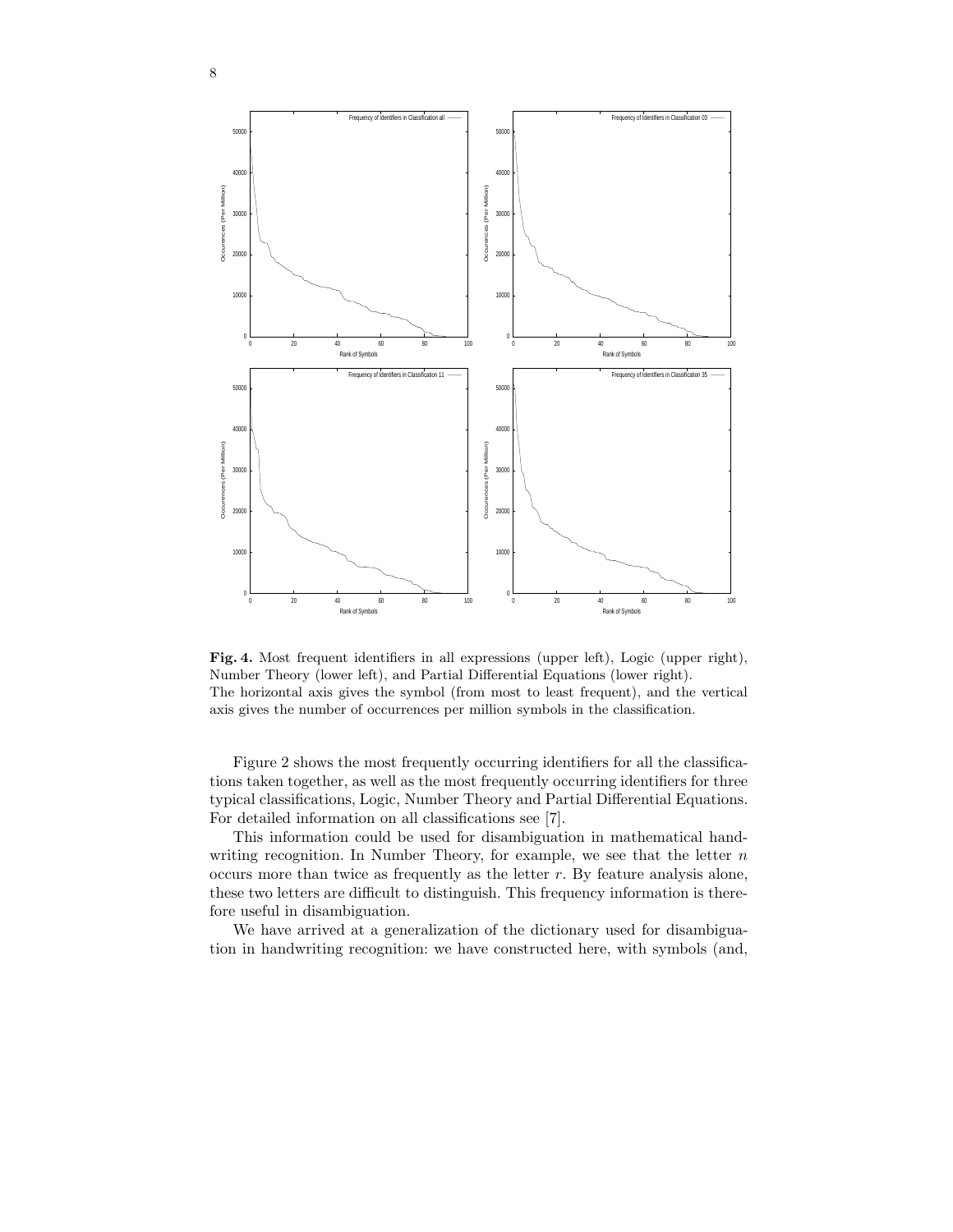**Fig. 4.** Most frequent identifiers in all expressions (upper left), Logic (upper right), Number Theory (lower left), and Partial Differential Equations (lower right).
The horizontal axis gives the symbol (from most to least frequent), and the vertical axis gives the number of occurrences per million symbols in the classification.

Figure 2 shows the most frequently occurring identifiers for all the classifications taken together, as well as the most frequently occurring identifiers for three typical classifications, Logic, Number Theory and Partial Differential Equations. For detailed information on all classifications see [7].

This information could be used for disambiguation in mathematical handwriting recognition. In Number Theory, for example, we see that the letter $n$ occurs more than twice as frequently as the letter $r$. By feature analysis alone, these two letters are difficult to distinguish. This frequency information is therefore useful in disambiguation.

We have arrived at a generalization of the dictionary used for disambiguation in handwriting recognition: we have constructed here, with symbols (and,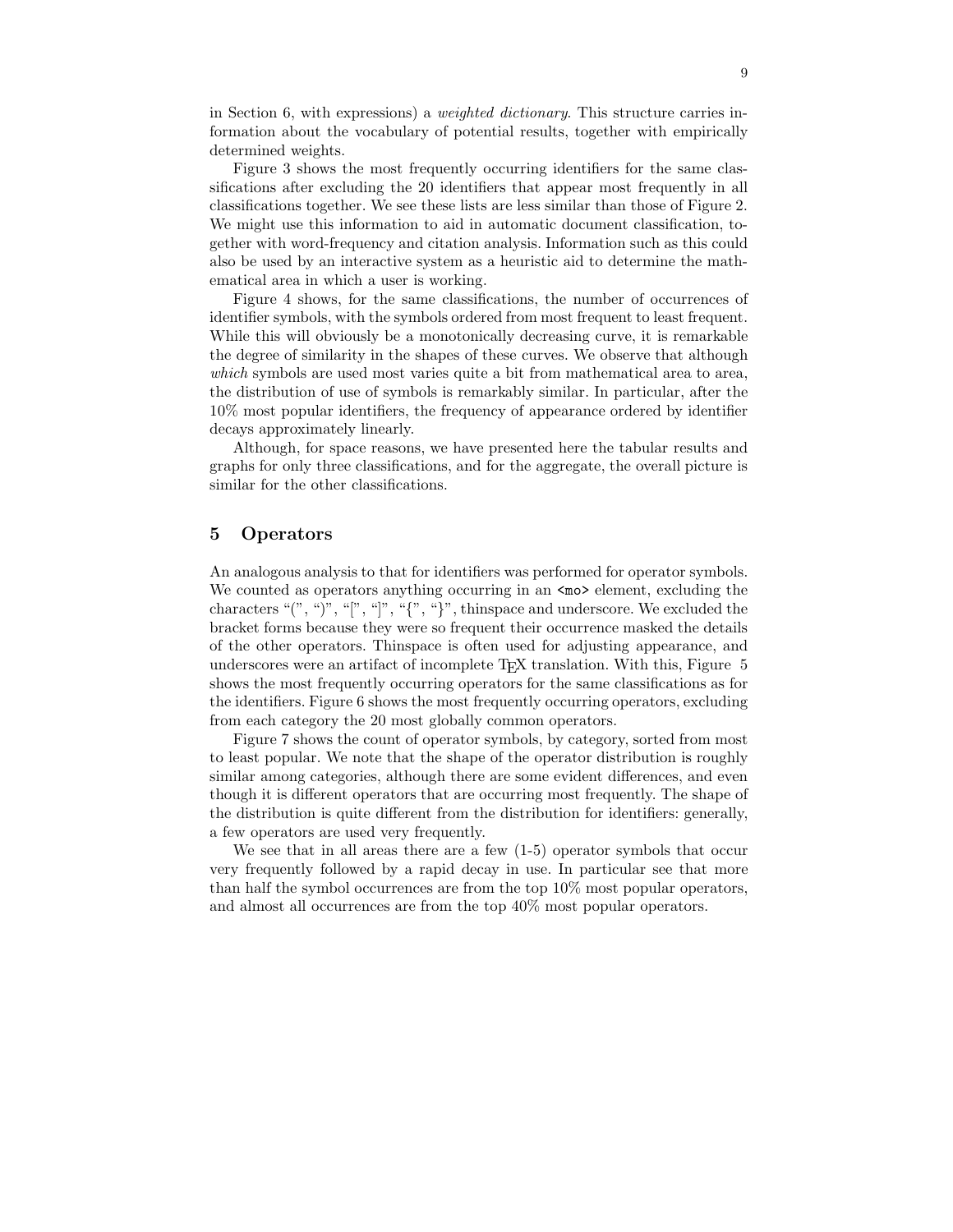in Section 6, with expressions) a *weighted dictionary*. This structure carries information about the vocabulary of potential results, together with empirically determined weights.

Figure 3 shows the most frequently occurring identifiers for the same classifications after excluding the 20 identifiers that appear most frequently in all classifications together. We see these lists are less similar than those of Figure 2. We might use this information to aid in automatic document classification, together with word-frequency and citation analysis. Information such as this could also be used by an interactive system as a heuristic aid to determine the mathematical area in which a user is working.

Figure 4 shows, for the same classifications, the number of occurrences of identifier symbols, with the symbols ordered from most frequent to least frequent. While this will obviously be a monotonically decreasing curve, it is remarkable the degree of similarity in the shapes of these curves. We observe that although *which* symbols are used most varies quite a bit from mathematical area to area, the distribution of use of symbols is remarkably similar. In particular, after the 10% most popular identifiers, the frequency of appearance ordered by identifier decays approximately linearly.

Although, for space reasons, we have presented here the tabular results and graphs for only three classifications, and for the aggregate, the overall picture is similar for the other classifications.

## 5 Operators

An analogous analysis to that for identifiers was performed for operator symbols. We counted as operators anything occurring in an `<mo>` element, excluding the characters "(", ")", "[", "]", "{", "}", thinspace and underscore. We excluded the bracket forms because they were so frequent their occurrence masked the details of the other operators. Thinspace is often used for adjusting appearance, and underscores were an artifact of incomplete TEX translation. With this, Figure 5 shows the most frequently occurring operators for the same classifications as for the identifiers. Figure 6 shows the most frequently occurring operators, excluding from each category the 20 most globally common operators.

Figure 7 shows the count of operator symbols, by category, sorted from most to least popular. We note that the shape of the operator distribution is roughly similar among categories, although there are some evident differences, and even though it is different operators that are occurring most frequently. The shape of the distribution is quite different from the distribution for identifiers: generally, a few operators are used very frequently.

We see that in all areas there are a few (1-5) operator symbols that occur very frequently followed by a rapid decay in use. In particular see that more than half the symbol occurrences are from the top 10% most popular operators, and almost all occurrences are from the top 40% most popular operators.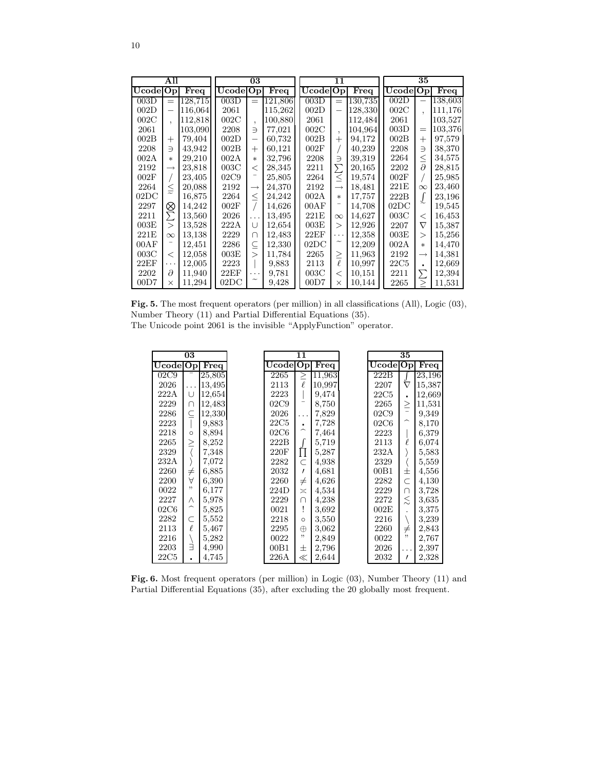| All | | | 03 | | | 11 | | | 35 | | |
|---|---|---|---|---|---|---|---|---|---|---|---|
| Ucode | Op | Freq | Ucode | Op | Freq | Ucode | Op | Freq | Ucode | Op | Freq |
| 003D | = | 128,715 | 003D | = | 121,806 | 003D | = | 130,735 | 002D | − | 138,603 |
| 002D | − | 116,064 | 2061 | | 115,262 | 002D | − | 128,330 | 002C | , | 111,176 |
| 002C | , | 112,818 | 002C | , | 100,880 | 2061 | | 112,484 | 2061 | | 103,527 |
| 2061 | | 103,090 | 2208 | ∋ | 77,021 | 002C | , | 104,964 | 003D | = | 103,376 |
| 002B | + | 79,404 | 002D | − | 60,732 | 002B | + | 94,172 | 002B | + | 97,579 |
| 2208 | ∋ | 43,942 | 002B | + | 60,121 | 002F | / | 40,239 | 2208 | ∋ | 38,370 |
| 002A | ∗ | 29,210 | 002A | ∗ | 32,796 | 2208 | ∋ | 39,319 | 2264 | ≤ | 34,575 |
| 2192 | → | 23,818 | 003C | < | 28,345 | 2211 | ∑ | 20,165 | 2202 | ∂ | 28,815 |
| 002F | / | 23,405 | 02C9 | ¯ | 25,805 | 2264 | ≤ | 19,574 | 002F | / | 25,985 |
| 2264 | ≤ | 20,088 | 2192 | → | 24,370 | 2192 | → | 18,481 | 221E | ∞ | 23,460 |
| 02DC | ˜ | 16,875 | 2264 | ≤ | 24,242 | 002A | ∗ | 17,757 | 222B | ∫ | 23,196 |
| 2297 | ⊗ | 14,242 | 002F | / | 14,626 | 00AF | ¯ | 14,708 | 02DC | ˜ | 19,545 |
| 2211 | ∑ | 13,560 | 2026 | … | 13,495 | 221E | ∞ | 14,627 | 003C | < | 16,453 |
| 003E | > | 13,528 | 222A | ∪ | 12,654 | 003E | > | 12,926 | 2207 | ∇ | 15,387 |
| 221E | ∞ | 13,138 | 2229 | ∩ | 12,483 | 22EF | ⋯ | 12,358 | 003E | > | 15,256 |
| 00AF | ¯ | 12,451 | 2286 | ⊆ | 12,330 | 02DC | ˜ | 12,209 | 002A | ∗ | 14,470 |
| 003C | < | 12,058 | 003E | > | 11,784 | 2265 | ≥ | 11,963 | 2192 | → | 14,381 |
| 22EF | ⋯ | 12,005 | 2223 | \| | 9,883 | 2113 | ℓ | 10,997 | 22C5 | ⋅ | 12,669 |
| 2202 | ∂ | 11,940 | 22EF | ⋯ | 9,781 | 003C | < | 10,151 | 2211 | ∑ | 12,394 |
| 00D7 | × | 11,294 | 02DC | ˜ | 9,428 | 00D7 | × | 10,144 | 2265 | ≥ | 11,531 |

**Fig. 5.** The most frequent operators (per million) in all classifications (All), Logic (03), Number Theory (11) and Partial Differential Equations (35).
The Unicode point 2061 is the invisible "ApplyFunction" operator.

| 03 | | | 11 | | | 35 | | |
|---|---|---|---|---|---|---|---|---|
| Ucode | Op | Freq | Ucode | Op | Freq | Ucode | Op | Freq |
| 02C9 | ¯ | 25,805 | 2265 | ≥ | 11,963 | 222B | ∫ | 23,196 |
| 2026 | … | 13,495 | 2113 | ℓ | 10,997 | 2207 | ∇ | 15,387 |
| 222A | ∪ | 12,654 | 2223 | \| | 9,474 | 22C5 | ⋅ | 12,669 |
| 2229 | ∩ | 12,483 | 02C9 | ¯ | 8,750 | 2265 | ≥ | 11,531 |
| 2286 | ⊆ | 12,330 | 2026 | … | 7,829 | 02C9 | ¯ | 9,349 |
| 2223 | \| | 9,883 | 22C5 | ⋅ | 7,728 | 02C6 | ˆ | 8,170 |
| 2218 | ∘ | 8,894 | 02C6 | ˆ | 7,464 | 2223 | \| | 6,379 |
| 2265 | ≥ | 8,252 | 222B | ∫ | 5,719 | 2113 | ℓ | 6,074 |
| 2329 | ⟨ | 7,348 | 220F | ∏ | 5,287 | 232A | ⟩ | 5,583 |
| 232A | ⟩ | 7,072 | 2282 | ⊂ | 4,938 | 2329 | ⟨ | 5,559 |
| 2260 | ≠ | 6,885 | 2032 | ′ | 4,681 | 00B1 | ± | 4,556 |
| 2200 | ∀ | 6,390 | 2260 | ≠ | 4,626 | 2282 | ⊂ | 4,130 |
| 0022 | " | 6,177 | 224D | ≍ | 4,534 | 2229 | ∩ | 3,728 |
| 2227 | ∧ | 5,978 | 2229 | ∩ | 4,238 | 2272 | ≲ | 3,635 |
| 02C6 | ˆ | 5,825 | 0021 | ! | 3,692 | 002E | . | 3,375 |
| 2282 | ⊂ | 5,552 | 2218 | ∘ | 3,550 | 2216 | ∖ | 3,239 |
| 2113 | ℓ | 5,467 | 2295 | ⊕ | 3,062 | 2260 | ≠ | 2,843 |
| 2216 | ∖ | 5,282 | 0022 | " | 2,849 | 0022 | " | 2,767 |
| 2203 | ∃ | 4,990 | 00B1 | ± | 2,796 | 2026 | … | 2,397 |
| 22C5 | ⋅ | 4,745 | 226A | ≪ | 2,644 | 2032 | ′ | 2,328 |

**Fig. 6.** Most frequent operators (per million) in Logic (03), Number Theory (11) and Partial Differential Equations (35), after excluding the 20 globally most frequent.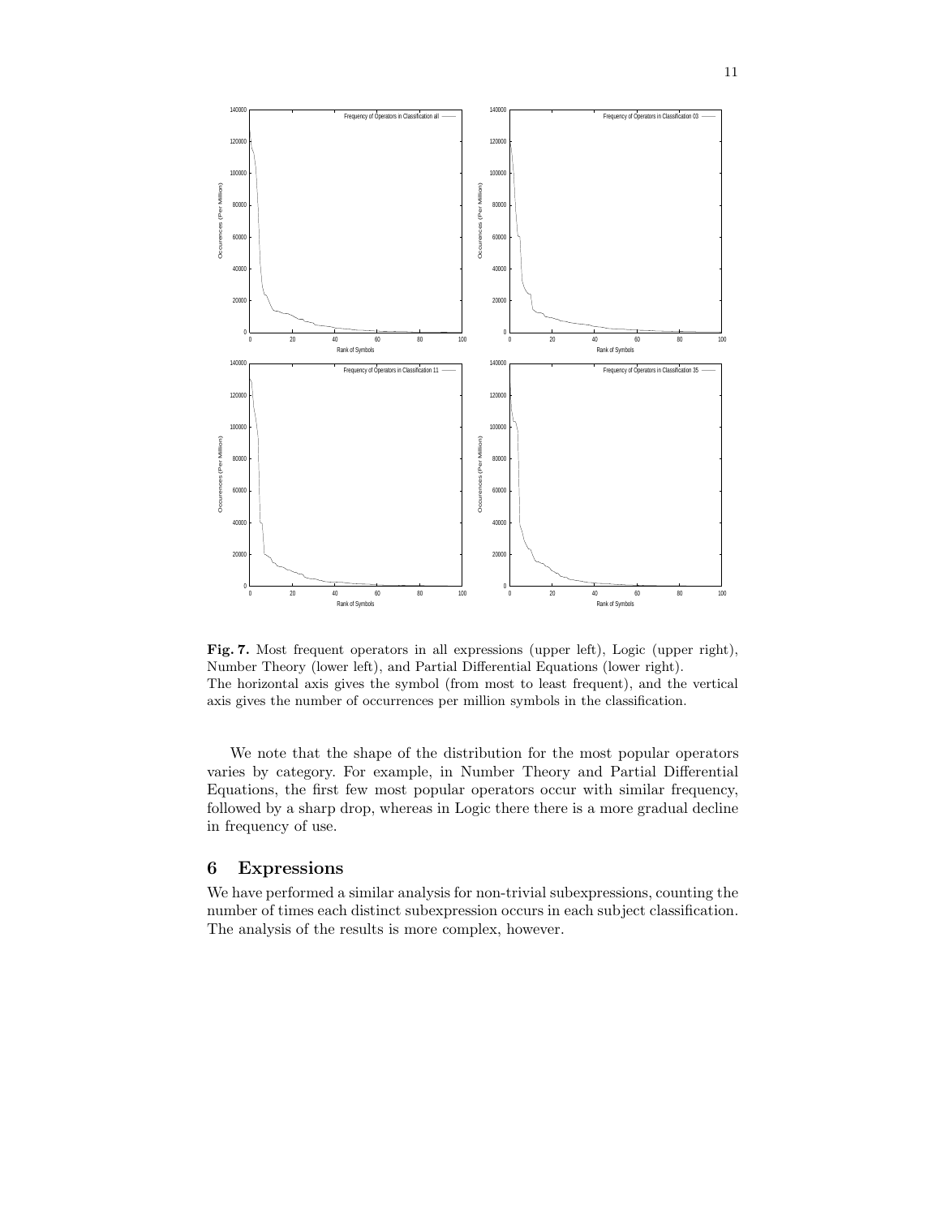**Fig. 7.** Most frequent operators in all expressions (upper left), Logic (upper right), Number Theory (lower left), and Partial Differential Equations (lower right). The horizontal axis gives the symbol (from most to least frequent), and the vertical axis gives the number of occurrences per million symbols in the classification.

We note that the shape of the distribution for the most popular operators varies by category. For example, in Number Theory and Partial Differential Equations, the first few most popular operators occur with similar frequency, followed by a sharp drop, whereas in Logic there there is a more gradual decline in frequency of use.

## 6 Expressions

We have performed a similar analysis for non-trivial subexpressions, counting the number of times each distinct subexpression occurs in each subject classification. The analysis of the results is more complex, however.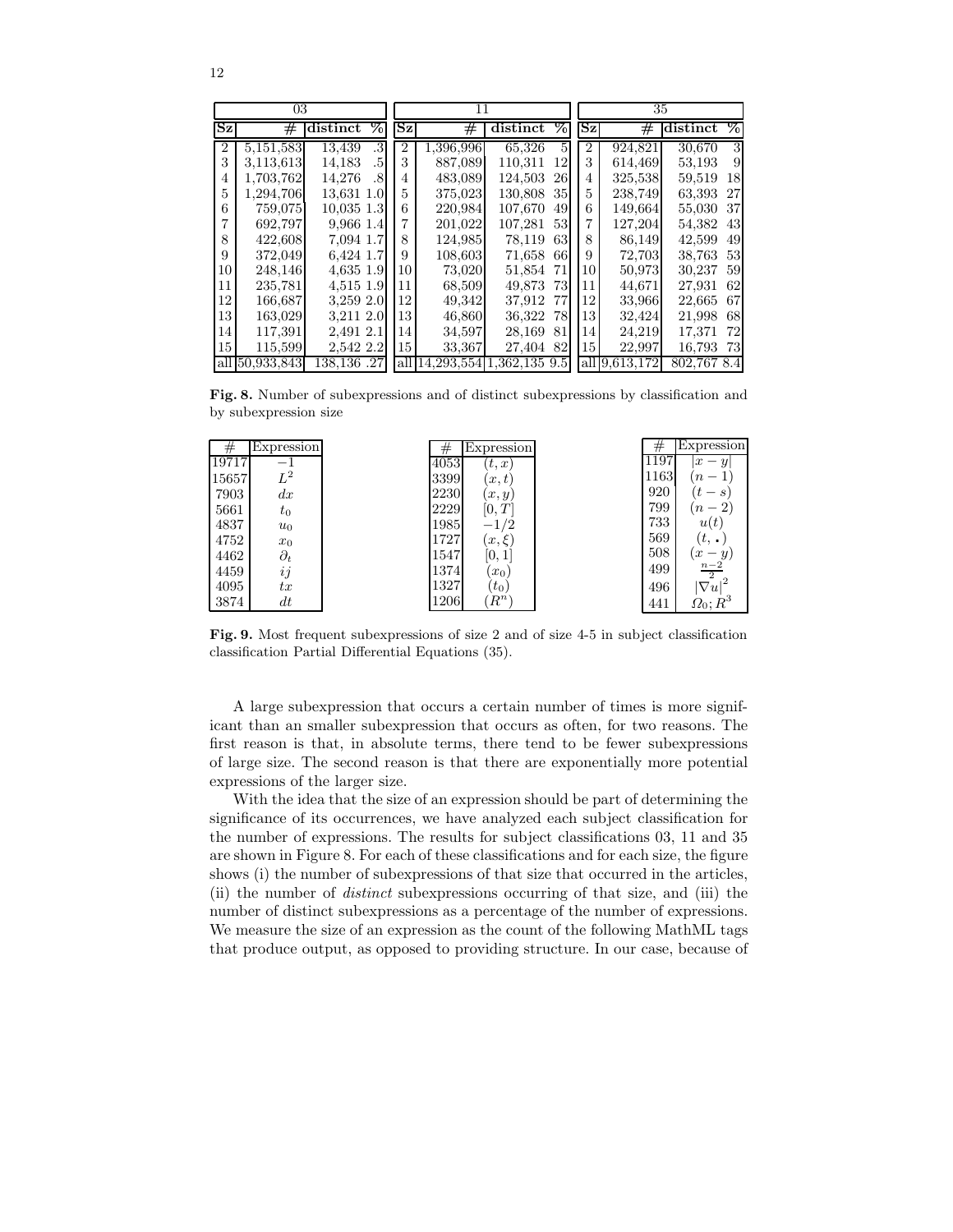| 03 | | | | 11 | | | | 35 | | | |
|---|---|---|---|---|---|---|---|---|---|---|---|
| **Sz** | **#** | **distinct** | **%** | **Sz** | **#** | **distinct** | **%** | **Sz** | **#** | **distinct** | **%** |
| 2 | 5,151,583 | 13,439 | .3 | 2 | 1,396,996 | 65,326 | 5 | 2 | 924,821 | 30,670 | 3 |
| 3 | 3,113,613 | 14,183 | .5 | 3 | 887,089 | 110,311 | 12 | 3 | 614,469 | 53,193 | 9 |
| 4 | 1,703,762 | 14,276 | .8 | 4 | 483,089 | 124,503 | 26 | 4 | 325,538 | 59,519 | 18 |
| 5 | 1,294,706 | 13,631 | 1.0 | 5 | 375,023 | 130,808 | 35 | 5 | 238,749 | 63,393 | 27 |
| 6 | 759,075 | 10,035 | 1.3 | 6 | 220,984 | 107,670 | 49 | 6 | 149,664 | 55,030 | 37 |
| 7 | 692,797 | 9,966 | 1.4 | 7 | 201,022 | 107,281 | 53 | 7 | 127,204 | 54,382 | 43 |
| 8 | 422,608 | 7,094 | 1.7 | 8 | 124,985 | 78,119 | 63 | 8 | 86,149 | 42,599 | 49 |
| 9 | 372,049 | 6,424 | 1.7 | 9 | 108,603 | 71,658 | 66 | 9 | 72,703 | 38,763 | 53 |
| 10 | 248,146 | 4,635 | 1.9 | 10 | 73,020 | 51,854 | 71 | 10 | 50,973 | 30,237 | 59 |
| 11 | 235,781 | 4,515 | 1.9 | 11 | 68,509 | 49,873 | 73 | 11 | 44,671 | 27,931 | 62 |
| 12 | 166,687 | 3,259 | 2.0 | 12 | 49,342 | 37,912 | 77 | 12 | 33,966 | 22,665 | 67 |
| 13 | 163,029 | 3,211 | 2.0 | 13 | 46,860 | 36,322 | 78 | 13 | 32,424 | 21,998 | 68 |
| 14 | 117,391 | 2,491 | 2.1 | 14 | 34,597 | 28,169 | 81 | 14 | 24,219 | 17,371 | 72 |
| 15 | 115,599 | 2,542 | 2.2 | 15 | 33,367 | 27,404 | 82 | 15 | 22,997 | 16,793 | 73 |
| all | 50,933,843 | 138,136 | .27 | all | 14,293,554 | 1,362,135 | 9.5 | all | 9,613,172 | 802,767 | 8.4 |

**Fig. 8.** Number of subexpressions and of distinct subexpressions by classification and by subexpression size

| # | Expression | # | Expression | # | Expression |
|---|---|---|---|---|---|
| 19717 | $-1$ | 4053 | $(t, x)$ | 1197 | $\|x - y\|$ |
| 15657 | $L^2$ | 3399 | $(x, t)$ | 1163 | $(n - 1)$ |
| 7903 | $dx$ | 2230 | $(x, y)$ | 920 | $(t - s)$ |
| 5661 | $t_0$ | 2229 | $[0, T]$ | 799 | $(n - 2)$ |
| 4837 | $u_0$ | 1985 | $-1/2$ | 733 | $u(t)$ |
| 4752 | $x_0$ | 1727 | $(x, \xi)$ | 569 | $(t, \centerdot)$ |
| 4462 | $\partial_t$ | 1547 | $[0, 1]$ | 508 | $(x - y)$ |
| 4459 | $ij$ | 1374 | $(x_0)$ | 499 | $\frac{n-2}{2}$ |
| 4095 | $tx$ | 1327 | $(t_0)$ | 496 | $\|\nabla u\|^2$ |
| 3874 | $dt$ | 1206 | $(R^n)$ | 441 | $\Omega_0; R^3$ |

**Fig. 9.** Most frequent subexpressions of size 2 and of size 4-5 in subject classification classification Partial Differential Equations (35).

A large subexpression that occurs a certain number of times is more significant than an smaller subexpression that occurs as often, for two reasons. The first reason is that, in absolute terms, there tend to be fewer subexpressions of large size. The second reason is that there are exponentially more potential expressions of the larger size.

With the idea that the size of an expression should be part of determining the significance of its occurrences, we have analyzed each subject classification for the number of expressions. The results for subject classifications 03, 11 and 35 are shown in Figure 8. For each of these classifications and for each size, the figure shows (i) the number of subexpressions of that size that occurred in the articles, (ii) the number of *distinct* subexpressions occurring of that size, and (iii) the number of distinct subexpressions as a percentage of the number of expressions. We measure the size of an expression as the count of the following MathML tags that produce output, as opposed to providing structure. In our case, because of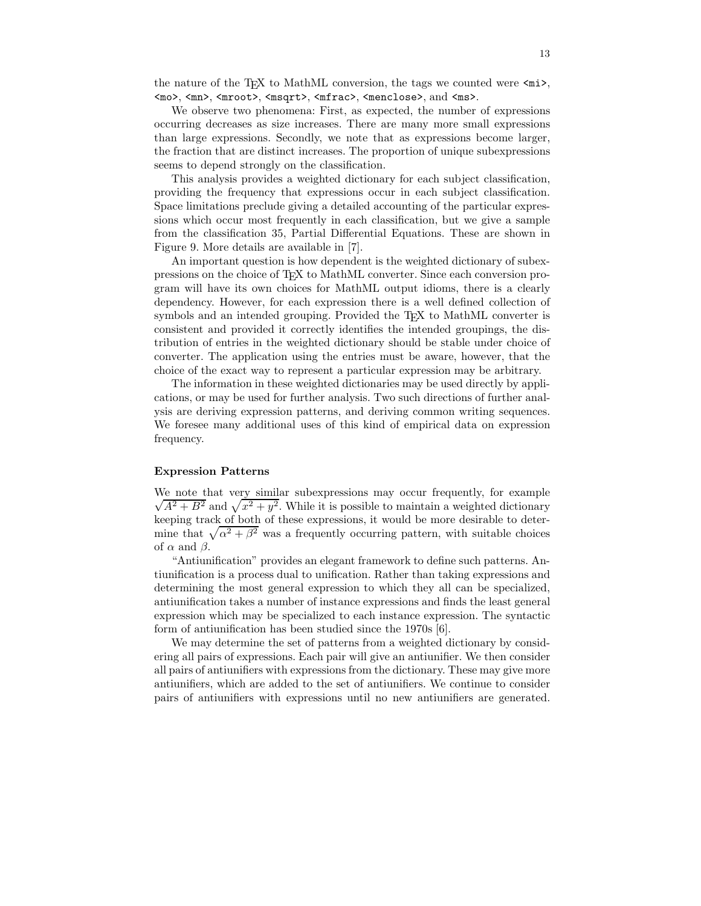the nature of the TEX to MathML conversion, the tags we counted were `<mi>`, `<mo>`, `<mn>`, `<mroot>`, `<msqrt>`, `<mfrac>`, `<menclose>`, and `<ms>`.

We observe two phenomena: First, as expected, the number of expressions occurring decreases as size increases. There are many more small expressions than large expressions. Secondly, we note that as expressions become larger, the fraction that are distinct increases. The proportion of unique subexpressions seems to depend strongly on the classification.

This analysis provides a weighted dictionary for each subject classification, providing the frequency that expressions occur in each subject classification. Space limitations preclude giving a detailed accounting of the particular expressions which occur most frequently in each classification, but we give a sample from the classification 35, Partial Differential Equations. These are shown in Figure 9. More details are available in [7].

An important question is how dependent is the weighted dictionary of subexpressions on the choice of TEX to MathML converter. Since each conversion program will have its own choices for MathML output idioms, there is a clearly dependency. However, for each expression there is a well defined collection of symbols and an intended grouping. Provided the TEX to MathML converter is consistent and provided it correctly identifies the intended groupings, the distribution of entries in the weighted dictionary should be stable under choice of converter. The application using the entries must be aware, however, that the choice of the exact way to represent a particular expression may be arbitrary.

The information in these weighted dictionaries may be used directly by applications, or may be used for further analysis. Two such directions of further analysis are deriving expression patterns, and deriving common writing sequences. We foresee many additional uses of this kind of empirical data on expression frequency.

**Expression Patterns**

We note that very similar subexpressions may occur frequently, for example $\sqrt{A^2+B^2}$ and $\sqrt{x^2+y^2}$. While it is possible to maintain a weighted dictionary keeping track of both of these expressions, it would be more desirable to determine that $\sqrt{\alpha^2+\beta^2}$ was a frequently occurring pattern, with suitable choices of $\alpha$ and $\beta$.

"Antiunification" provides an elegant framework to define such patterns. Antiunification is a process dual to unification. Rather than taking expressions and determining the most general expression to which they all can be specialized, antiunification takes a number of instance expressions and finds the least general expression which may be specialized to each instance expression. The syntactic form of antiunification has been studied since the 1970s [6].

We may determine the set of patterns from a weighted dictionary by considering all pairs of expressions. Each pair will give an antiunifier. We then consider all pairs of antiunifiers with expressions from the dictionary. These may give more antiunifiers, which are added to the set of antiunifiers. We continue to consider pairs of antiunifiers with expressions until no new antiunifiers are generated.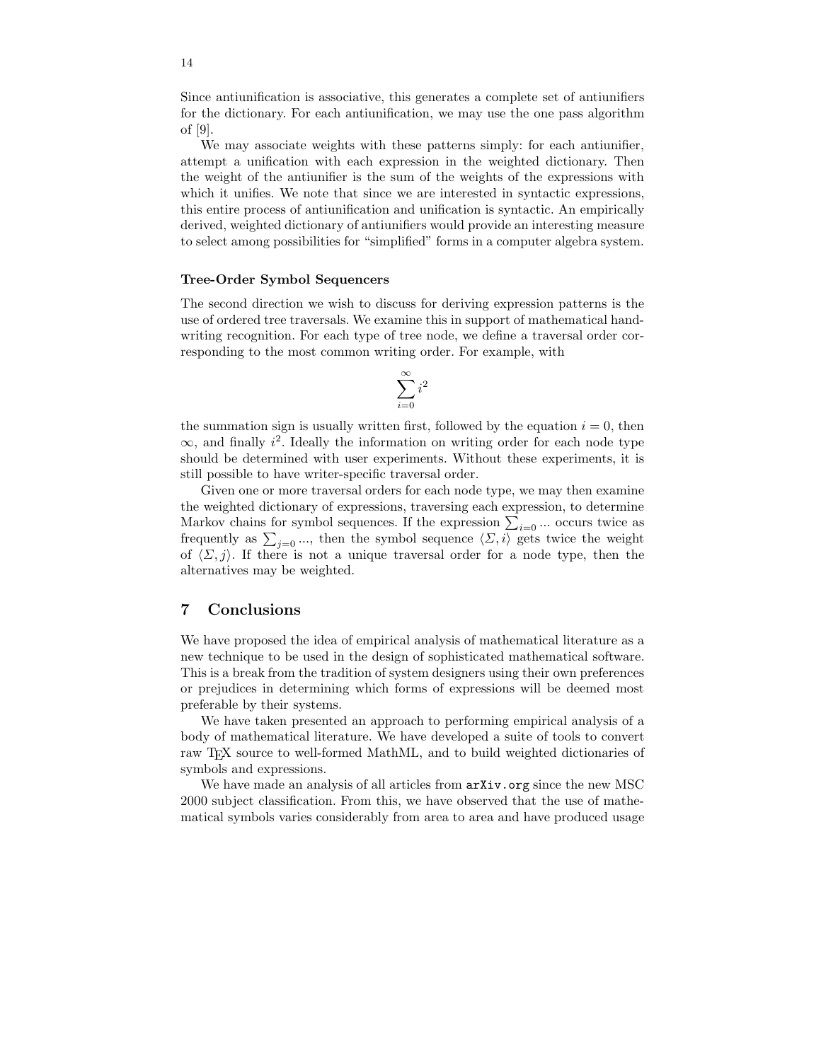Since antiunification is associative, this generates a complete set of antiunifiers for the dictionary. For each antiunification, we may use the one pass algorithm of [9].

We may associate weights with these patterns simply: for each antiunifier, attempt a unification with each expression in the weighted dictionary. Then the weight of the antiunifier is the sum of the weights of the expressions with which it unifies. We note that since we are interested in syntactic expressions, this entire process of antiunification and unification is syntactic. An empirically derived, weighted dictionary of antiunifiers would provide an interesting measure to select among possibilities for "simplified" forms in a computer algebra system.

**Tree-Order Symbol Sequencers**

The second direction we wish to discuss for deriving expression patterns is the use of ordered tree traversals. We examine this in support of mathematical handwriting recognition. For each type of tree node, we define a traversal order corresponding to the most common writing order. For example, with

$$\sum_{i=0}^{\infty} i^2$$

the summation sign is usually written first, followed by the equation $i = 0$, then $\infty$, and finally $i^2$. Ideally the information on writing order for each node type should be determined with user experiments. Without these experiments, it is still possible to have writer-specific traversal order.

Given one or more traversal orders for each node type, we may then examine the weighted dictionary of expressions, traversing each expression, to determine Markov chains for symbol sequences. If the expression $\sum_{i=0} ...$ occurs twice as frequently as $\sum_{j=0} ...$, then the symbol sequence $\langle \Sigma, i \rangle$ gets twice the weight of $\langle \Sigma, j \rangle$. If there is not a unique traversal order for a node type, then the alternatives may be weighted.

## 7 Conclusions

We have proposed the idea of empirical analysis of mathematical literature as a new technique to be used in the design of sophisticated mathematical software. This is a break from the tradition of system designers using their own preferences or prejudices in determining which forms of expressions will be deemed most preferable by their systems.

We have taken presented an approach to performing empirical analysis of a body of mathematical literature. We have developed a suite of tools to convert raw TEX source to well-formed MathML, and to build weighted dictionaries of symbols and expressions.

We have made an analysis of all articles from `arXiv.org` since the new MSC 2000 subject classification. From this, we have observed that the use of mathematical symbols varies considerably from area to area and have produced usage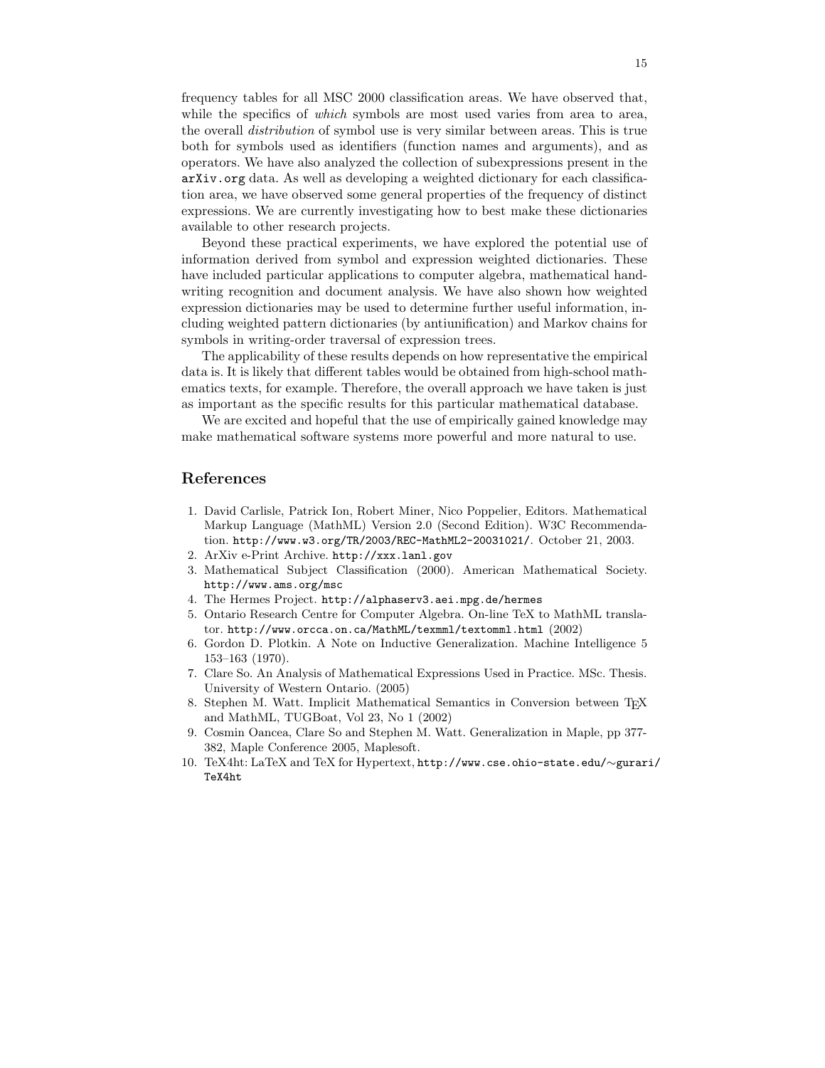frequency tables for all MSC 2000 classification areas. We have observed that, while the specifics of *which* symbols are most used varies from area to area, the overall *distribution* of symbol use is very similar between areas. This is true both for symbols used as identifiers (function names and arguments), and as operators. We have also analyzed the collection of subexpressions present in the `arXiv.org` data. As well as developing a weighted dictionary for each classification area, we have observed some general properties of the frequency of distinct expressions. We are currently investigating how to best make these dictionaries available to other research projects.

Beyond these practical experiments, we have explored the potential use of information derived from symbol and expression weighted dictionaries. These have included particular applications to computer algebra, mathematical handwriting recognition and document analysis. We have also shown how weighted expression dictionaries may be used to determine further useful information, including weighted pattern dictionaries (by antiunification) and Markov chains for symbols in writing-order traversal of expression trees.

The applicability of these results depends on how representative the empirical data is. It is likely that different tables would be obtained from high-school mathematics texts, for example. Therefore, the overall approach we have taken is just as important as the specific results for this particular mathematical database.

We are excited and hopeful that the use of empirically gained knowledge may make mathematical software systems more powerful and more natural to use.

## References

1. David Carlisle, Patrick Ion, Robert Miner, Nico Poppelier, Editors. Mathematical Markup Language (MathML) Version 2.0 (Second Edition). W3C Recommendation. `http://www.w3.org/TR/2003/REC-MathML2-20031021/`. October 21, 2003.
2. ArXiv e-Print Archive. `http://xxx.lanl.gov`
3. Mathematical Subject Classification (2000). American Mathematical Society. `http://www.ams.org/msc`
4. The Hermes Project. `http://alphaserv3.aei.mpg.de/hermes`
5. Ontario Research Centre for Computer Algebra. On-line TeX to MathML translator. `http://www.orcca.on.ca/MathML/texmml/textomml.html` (2002)
6. Gordon D. Plotkin. A Note on Inductive Generalization. Machine Intelligence 5 153–163 (1970).
7. Clare So. An Analysis of Mathematical Expressions Used in Practice. MSc. Thesis. University of Western Ontario. (2005)
8. Stephen M. Watt. Implicit Mathematical Semantics in Conversion between TEX and MathML, TUGBoat, Vol 23, No 1 (2002)
9. Cosmin Oancea, Clare So and Stephen M. Watt. Generalization in Maple, pp 377-382, Maple Conference 2005, Maplesoft.
10. TeX4ht: LaTeX and TeX for Hypertext, `http://www.cse.ohio-state.edu/~gurari/TeX4ht`